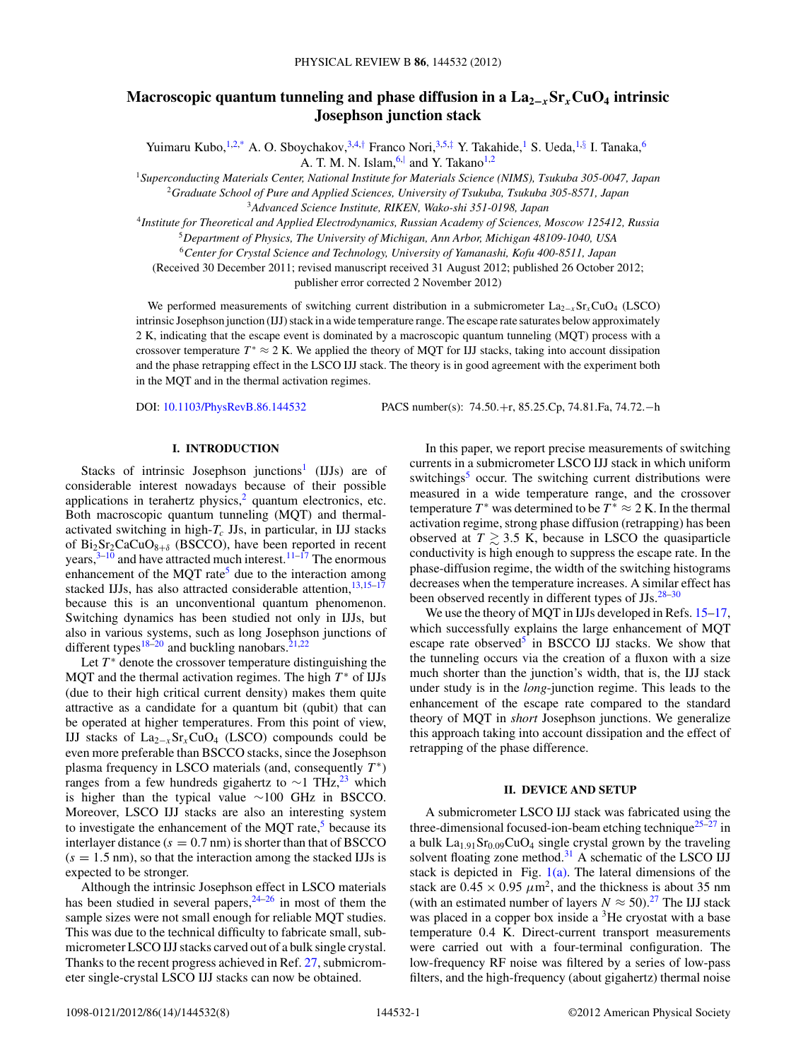# Macroscopic quantum tunneling and phase diffusion in a $La_{2-x}Sr_xCuO_4$ intrinsic Josephson junction stack

Yuimaru Kubo,[1,2,*] A. O. Sboychakov,[3,4,†] Franco Nori,[3,5,‡] Y. Takahide,[1] S. Ueda,[1,§] I. Tanaka,[6] A. T. M. N. Islam,[6,|] and Y. Takano[1,2]

[1]*Superconducting Materials Center, National Institute for Materials Science (NIMS), Tsukuba 305-0047, Japan*
[2]*Graduate School of Pure and Applied Sciences, University of Tsukuba, Tsukuba 305-8571, Japan*
[3]*Advanced Science Institute, RIKEN, Wako-shi 351-0198, Japan*
[4]*Institute for Theoretical and Applied Electrodynamics, Russian Academy of Sciences, Moscow 125412, Russia*
[5]*Department of Physics, The University of Michigan, Ann Arbor, Michigan 48109-1040, USA*
[6]*Center for Crystal Science and Technology, University of Yamanashi, Kofu 400-8511, Japan*

(Received 30 December 2011; revised manuscript received 31 August 2012; published 26 October 2012; publisher error corrected 2 November 2012)

We performed measurements of switching current distribution in a submicrometer $La_{2-x}Sr_xCuO_4$ (LSCO) intrinsic Josephson junction (IJJ) stack in a wide temperature range. The escape rate saturates below approximately 2 K, indicating that the escape event is dominated by a macroscopic quantum tunneling (MQT) process with a crossover temperature $T^* \approx 2$ K. We applied the theory of MQT for IJJ stacks, taking into account dissipation and the phase retrapping effect in the LSCO IJJ stack. The theory is in good agreement with the experiment both in the MQT and in the thermal activation regimes.

DOI: 10.1103/PhysRevB.86.144532 PACS number(s): 74.50.+r, 85.25.Cp, 74.81.Fa, 74.72.−h

## I. INTRODUCTION

Stacks of intrinsic Josephson junctions[1] (IJJs) are of considerable interest nowadays because of their possible applications in terahertz physics,[2] quantum electronics, etc. Both macroscopic quantum tunneling (MQT) and thermal-activated switching in high-$T_c$ JJs, in particular, in IJJ stacks of $Bi_2Sr_2CaCuO_{8+\delta}$ (BSCCO), have been reported in recent years,[3–10] and have attracted much interest.[11–17] The enormous enhancement of the MQT rate[5] due to the interaction among stacked IJJs, has also attracted considerable attention,[13,15–17] because this is an unconventional quantum phenomenon. Switching dynamics has been studied not only in IJJs, but also in various systems, such as long Josephson junctions of different types[18–20] and buckling nanobars.[21,22]

Let $T^*$ denote the crossover temperature distinguishing the MQT and the thermal activation regimes. The high $T^*$ of IJJs (due to their high critical current density) makes them quite attractive as a candidate for a quantum bit (qubit) that can be operated at higher temperatures. From this point of view, IJJ stacks of $La_{2-x}Sr_xCuO_4$ (LSCO) compounds could be even more preferable than BSCCO stacks, since the Josephson plasma frequency in LSCO materials (and, consequently $T^*$) ranges from a few hundreds gigahertz to ∼1 THz,[23] which is higher than the typical value ∼100 GHz in BSCCO. Moreover, LSCO IJJ stacks are also an interesting system to investigate the enhancement of the MQT rate,[5] because its interlayer distance ($s = 0.7$ nm) is shorter than that of BSCCO ($s = 1.5$ nm), so that the interaction among the stacked IJJs is expected to be stronger.

Although the intrinsic Josephson effect in LSCO materials has been studied in several papers,[24–26] in most of them the sample sizes were not small enough for reliable MQT studies. This was due to the technical difficulty to fabricate small, submicrometer LSCO IJJ stacks carved out of a bulk single crystal. Thanks to the recent progress achieved in Ref. 27, submicrometer single-crystal LSCO IJJ stacks can now be obtained.

In this paper, we report precise measurements of switching currents in a submicrometer LSCO IJJ stack in which uniform switchings[5] occur. The switching current distributions were measured in a wide temperature range, and the crossover temperature $T^*$ was determined to be $T^* \approx 2$ K. In the thermal activation regime, strong phase diffusion (retrapping) has been observed at $T \gtrsim 3.5$ K, because in LSCO the quasiparticle conductivity is high enough to suppress the escape rate. In the phase-diffusion regime, the width of the switching histograms decreases when the temperature increases. A similar effect has been observed recently in different types of JJs.[28–30]

We use the theory of MQT in IJJs developed in Refs. 15–17, which successfully explains the large enhancement of MQT escape rate observed[5] in BSCCO IJJ stacks. We show that the tunneling occurs via the creation of a fluxon with a size much shorter than the junction's width, that is, the IJJ stack under study is in the *long*-junction regime. This leads to the enhancement of the escape rate compared to the standard theory of MQT in *short* Josephson junctions. We generalize this approach taking into account dissipation and the effect of retrapping of the phase difference.

## II. DEVICE AND SETUP

A submicrometer LSCO IJJ stack was fabricated using the three-dimensional focused-ion-beam etching technique[25–27] in a bulk $La_{1.91}Sr_{0.09}CuO_4$ single crystal grown by the traveling solvent floating zone method.[31] A schematic of the LSCO IJJ stack is depicted in Fig. 1(a). The lateral dimensions of the stack are $0.45 \times 0.95$ $\mu m^2$, and the thickness is about 35 nm (with an estimated number of layers $N \approx 50$).[27] The IJJ stack was placed in a copper box inside a $^3$He cryostat with a base temperature 0.4 K. Direct-current transport measurements were carried out with a four-terminal configuration. The low-frequency RF noise was filtered by a series of low-pass filters, and the high-frequency (about gigahertz) thermal noise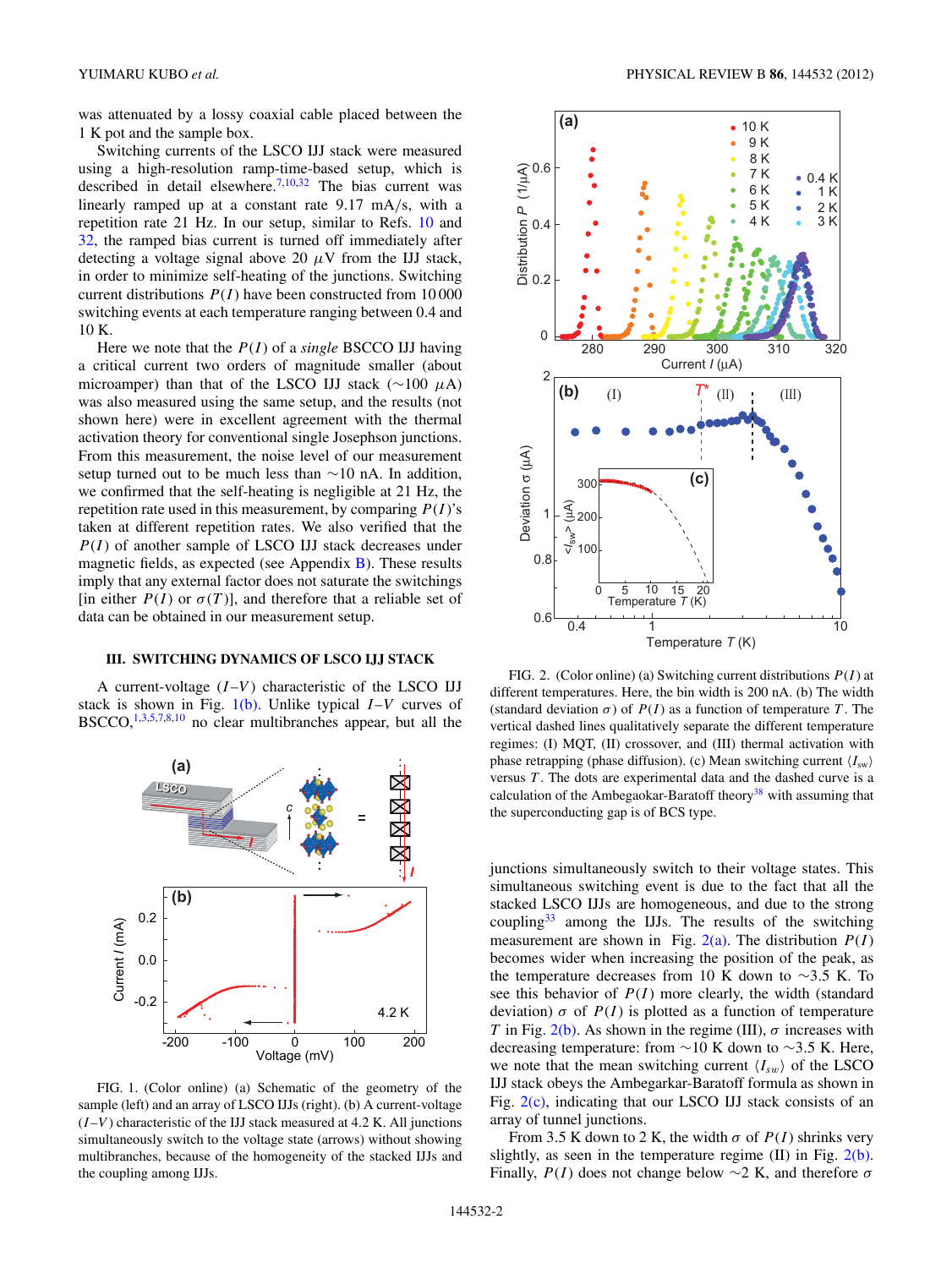was attenuated by a lossy coaxial cable placed between the 1 K pot and the sample box.

Switching currents of the LSCO IJJ stack were measured using a high-resolution ramp-time-based setup, which is described in detail elsewhere.[7,10,32] The bias current was linearly ramped up at a constant rate 9.17 mA/s, with a repetition rate 21 Hz. In our setup, similar to Refs. 10 and 32, the ramped bias current is turned off immediately after detecting a voltage signal above 20 $\mu$V from the IJJ stack, in order to minimize self-heating of the junctions. Switching current distributions $P(I)$ have been constructed from 10 000 switching events at each temperature ranging between 0.4 and 10 K.

Here we note that the $P(I)$ of a *single* BSCCO IJJ having a critical current two orders of magnitude smaller (about microampere) than that of the LSCO IJJ stack ($\sim$100 $\mu$A) was also measured using the same setup, and the results (not shown here) were in excellent agreement with the thermal activation theory for conventional single Josephson junctions. From this measurement, the noise level of our measurement setup turned out to be much less than $\sim$10 nA. In addition, we confirmed that the self-heating is negligible at 21 Hz, the repetition rate used in this measurement, by comparing $P(I)$'s taken at different repetition rates. We also verified that the $P(I)$ of another sample of LSCO IJJ stack decreases under magnetic fields, as expected (see Appendix B). These results imply that any external factor does not saturate the switchings [in either $P(I)$ or $\sigma(T)$], and therefore that a reliable set of data can be obtained in our measurement setup.

### III. SWITCHING DYNAMICS OF LSCO IJJ STACK

A current-voltage ($I$–$V$) characteristic of the LSCO IJJ stack is shown in Fig. 1(b). Unlike typical $I$–$V$ curves of BSCCO,[1,3,5,7,8,10] no clear multibranches appear, but all the junctions simultaneously switch to their voltage states. This simultaneous switching event is due to the fact that all the stacked LSCO IJJs are homogeneous, and due to the strong coupling[33] among the IJJs. The results of the switching measurement are shown in Fig. 2(a). The distribution $P(I)$ becomes wider when increasing the position of the peak, as the temperature decreases from 10 K down to $\sim$3.5 K. To see this behavior of $P(I)$ more clearly, the width (standard deviation) $\sigma$ of $P(I)$ is plotted as a function of temperature $T$ in Fig. 2(b). As shown in the regime (III), $\sigma$ increases with decreasing temperature: from $\sim$10 K down to $\sim$3.5 K. Here, we note that the mean switching current $\langle I_{sw}\rangle$ of the LSCO IJJ stack obeys the Ambegarkar-Baratoff formula as shown in Fig. 2(c), indicating that our LSCO IJJ stack consists of an array of tunnel junctions.

From 3.5 K down to 2 K, the width $\sigma$ of $P(I)$ shrinks very slightly, as seen in the temperature regime (II) in Fig. 2(b). Finally, $P(I)$ does not change below $\sim$2 K, and therefore $\sigma$

FIG. 1. (Color online) (a) Schematic of the geometry of the sample (left) and an array of LSCO IJJs (right). (b) A current-voltage ($I$–$V$) characteristic of the IJJ stack measured at 4.2 K. All junctions simultaneously switch to the voltage state (arrows) without showing multibranches, because of the homogeneity of the stacked IJJs and the coupling among IJJs.

FIG. 2. (Color online) (a) Switching current distributions $P(I)$ at different temperatures. Here, the bin width is 200 nA. (b) The width (standard deviation $\sigma$) of $P(I)$ as a function of temperature $T$. The vertical dashed lines qualitatively separate the different temperature regimes: (I) MQT, (II) crossover, and (III) thermal activation with phase retrapping (phase diffusion). (c) Mean switching current $\langle I_{sw}\rangle$ versus $T$. The dots are experimental data and the dashed curve is a calculation of the Ambegaokar-Baratoff theory[38] with assuming that the superconducting gap is of BCS type.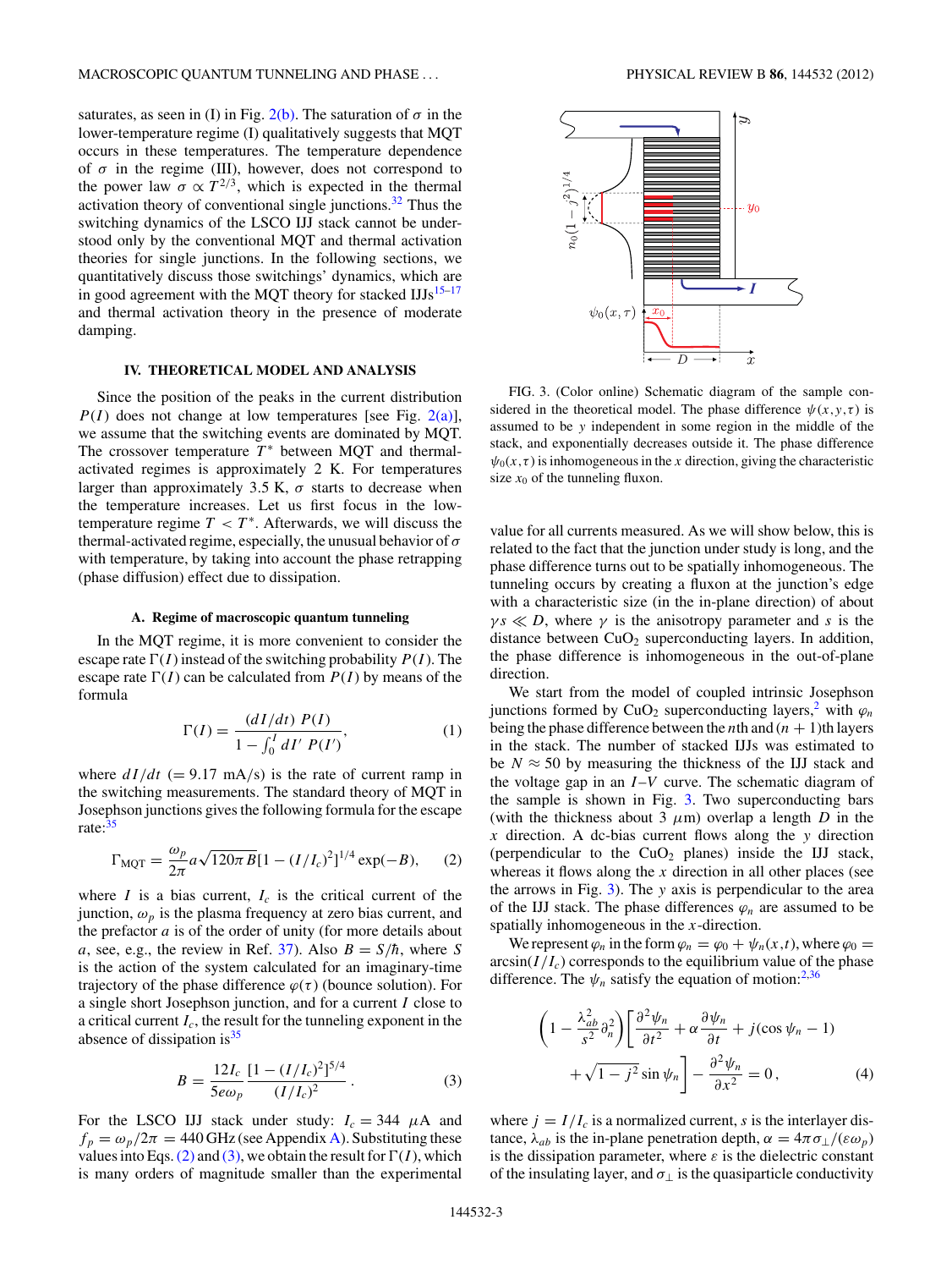saturates, as seen in (I) in Fig. 2(b). The saturation of $\sigma$ in the lower-temperature regime (I) qualitatively suggests that MQT occurs in these temperatures. The temperature dependence of $\sigma$ in the regime (III), however, does not correspond to the power law $\sigma \propto T^{2/3}$, which is expected in the thermal activation theory of conventional single junctions.[32] Thus the switching dynamics of the LSCO IJJ stack cannot be understood only by the conventional MQT and thermal activation theories for single junctions. In the following sections, we quantitatively discuss those switchings' dynamics, which are in good agreement with the MQT theory for stacked IJJs[15–17] and thermal activation theory in the presence of moderate damping.

## IV. THEORETICAL MODEL AND ANALYSIS

Since the position of the peaks in the current distribution $P(I)$ does not change at low temperatures [see Fig. 2(a)], we assume that the switching events are dominated by MQT. The crossover temperature $T^*$ between MQT and thermal-activated regimes is approximately 2 K. For temperatures larger than approximately 3.5 K, $\sigma$ starts to decrease when the temperature increases. Let us first focus on the low-temperature regime $T < T^*$. Afterwards, we will discuss the thermal-activated regime, especially, the unusual behavior of $\sigma$ with temperature, by taking into account the phase retrapping (phase diffusion) effect due to dissipation.

### A. Regime of macroscopic quantum tunneling

In the MQT regime, it is more convenient to consider the escape rate $\Gamma(I)$ instead of the switching probability $P(I)$. The escape rate $\Gamma(I)$ can be calculated from $P(I)$ by means of the formula

$$\Gamma(I) = \frac{(dI/dt)\, P(I)}{1 - \int_0^I dI'\, P(I')}, \tag{1}$$

where $dI/dt$ (= 9.17 mA/s) is the rate of current ramp in the switching measurements. The standard theory of MQT in Josephson junctions gives the following formula for the escape rate:[35]

$$\Gamma_{\mathrm{MQT}} = \frac{\omega_p}{2\pi} a \sqrt{120\pi B}[1 - (I/I_c)^2]^{1/4} \exp(-B), \tag{2}$$

where $I$ is a bias current, $I_c$ is the critical current of the junction, $\omega_p$ is the plasma frequency at zero bias current, and the prefactor $a$ is of the order of unity (for more details about $a$, see, e.g., the review in Ref. 37). Also $B = S/\hbar$, where $S$ is the action of the system calculated for an imaginary-time trajectory of the phase difference $\varphi(\tau)$ (bounce solution). For a single short Josephson junction, and for a current $I$ close to a critical current $I_c$, the result for the tunneling exponent in the absence of dissipation is[35]

$$B = \frac{12 I_c}{5 e \omega_p} \frac{[1 - (I/I_c)^2]^{5/4}}{(I/I_c)^2}. \tag{3}$$

For the LSCO IJJ stack under study: $I_c = 344\ \mu$A and $f_p = \omega_p/2\pi = 440$ GHz (see Appendix A). Substituting these values into Eqs. (2) and (3), we obtain the result for $\Gamma(I)$, which is many orders of magnitude smaller than the experimental value for all currents measured. As we will show below, this is related to the fact that the junction under study is long, and the phase difference turns out to be spatially inhomogeneous. The tunneling occurs by creating a fluxon at the junction's edge with a characteristic size (in the in-plane direction) of about $\gamma s$, where $\gamma$ is the anisotropy parameter and $s$ is the distance between $CuO_2$ superconducting layers. In addition, the phase difference is inhomogeneous in the out-of-plane direction.

FIG. 3. (Color online) Schematic diagram of the sample considered in the theoretical model. The phase difference $\psi(x,y,\tau)$ is assumed to be $y$ independent in some region in the middle of the stack, and exponentially decreases outside it. The phase difference $\psi_0(x,\tau)$ is inhomogeneous in the $x$ direction, giving the characteristic size $x_0$ of the tunneling fluxon.

We start from the model of coupled intrinsic Josephson junctions formed by $CuO_2$ superconducting layers,[2] with $\varphi_n$ being the phase difference between the $n$th and $(n+1)$th layers in the stack. The number of stacked IJJs was estimated to be $N \approx 50$ by measuring the thickness of the IJJ stack and the voltage gap in an $I$–$V$ curve. The schematic diagram of the sample is shown in Fig. 3. Two superconducting bars (with the thickness about 3 $\mu$m) overlap a length $D$ in the $x$ direction. A dc-bias current flows along the $y$ direction (perpendicular to the $CuO_2$ planes) inside the IJJ stack, whereas it flows along the $x$ direction in all other places (see the arrows in Fig. 3). The $y$ axis is perpendicular to the area of the IJJ stack. The phase differences $\varphi_n$ are assumed to be spatially inhomogeneous in the $x$-direction.

We represent $\varphi_n$ in the form $\varphi_n = \varphi_0 + \psi_n(x,t)$, where $\varphi_0 = \arcsin(I/I_c)$ corresponds to the equilibrium value of the phase difference. The $\psi_n$ satisfy the equation of motion:[2,36]

$$\left(1 - \frac{\lambda_{ab}^2}{s^2}\partial_n^2\right)\left[\frac{\partial^2 \psi_n}{\partial t^2} + \alpha\frac{\partial \psi_n}{\partial t} + j(\cos\psi_n - 1) + \sqrt{1 - j^2}\sin\psi_n\right] - \frac{\partial^2 \psi_n}{\partial x^2} = 0\,, \tag{4}$$

where $j = I/I_c$ is a normalized current, $s$ is the interlayer distance, $\lambda_{ab}$ is the in-plane penetration depth, $\alpha = 4\pi\sigma_\perp/(\varepsilon\omega_p)$ is the dissipation parameter, where $\varepsilon$ is the dielectric constant of the insulating layer, and $\sigma_\perp$ is the quasiparticle conductivity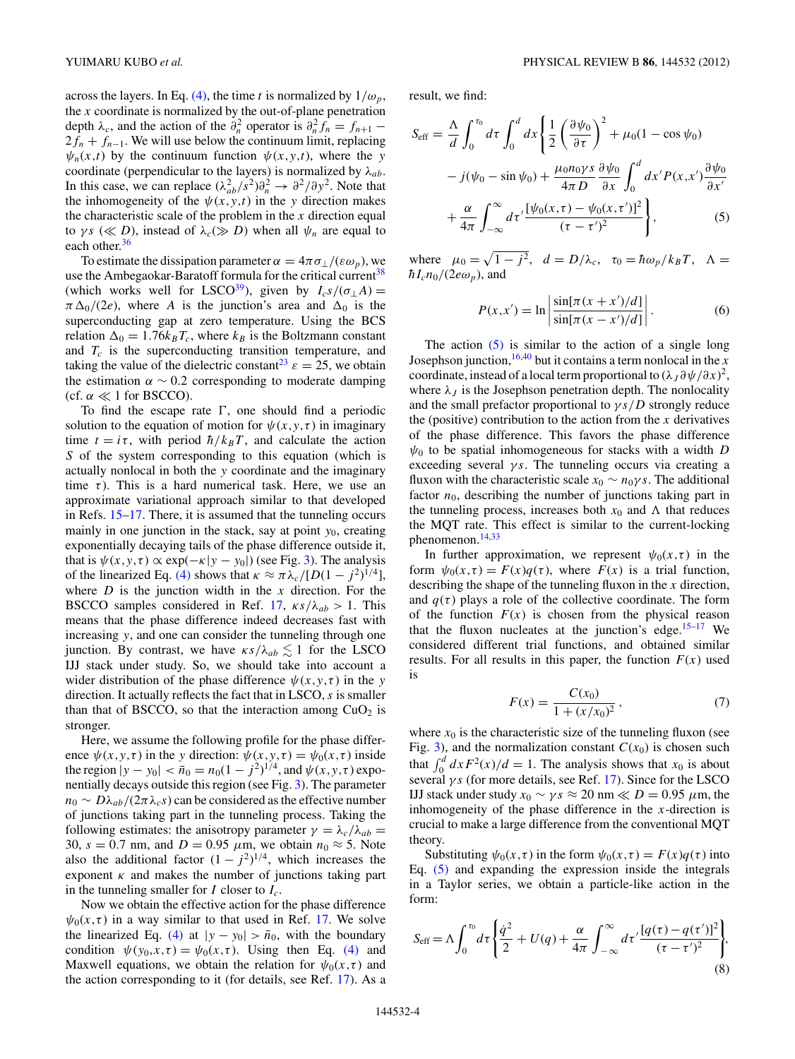across the layers. In Eq. (4), the time $t$ is normalized by $1/\omega_p$, the $x$ coordinate is normalized by the out-of-plane penetration depth $\lambda_c$, and the action of the $\partial_n^2$ operator is $\partial_n^2 f_n = f_{n+1} - 2f_n + f_{n-1}$. We will use below the continuum limit, replacing $\psi_n(x,t)$ by the continuum function $\psi(x,y,t)$, where the $y$ coordinate (perpendicular to the layers) is normalized by $\lambda_{ab}$. In this case, we can replace $(\lambda_{ab}^2/s^2)\partial_n^2 \to \partial^2/\partial y^2$. Note that the inhomogeneity of the $\psi(x,y,t)$ in the $y$ direction makes the characteristic scale of the problem in the $x$ direction equal to $\gamma s$ ($\ll D$), instead of $\lambda_c (\gg D)$ when all $\psi_n$ are equal to each other.[36]

To estimate the dissipation parameter $\alpha = 4\pi\sigma_\perp/(\varepsilon\omega_p)$, we use the Ambegaokar-Baratoff formula for the critical current[38] (which works well for LSCO[39]), given by $I_c s/(\sigma_\perp A) = \pi\Delta_0/(2e)$, where $A$ is the junction's area and $\Delta_0$ is the superconducting gap at zero temperature. Using the BCS relation $\Delta_0 = 1.76 k_B T_c$, where $k_B$ is the Boltzmann constant and $T_c$ is the superconducting transition temperature, and taking the value of the dielectric constant[23] $\varepsilon = 25$, we obtain the estimation $\alpha \sim 0.2$ corresponding to moderate damping (cf. $\alpha \ll 1$ for BSCCO).

To find the escape rate $\Gamma$, one should find a periodic solution to the equation of motion for $\psi(x,y,\tau)$ in imaginary time $t = i\tau$, with period $\hbar/k_B T$, and calculate the action $S$ of the system corresponding to this equation (which is actually nonlocal in both the $y$ coordinate and the imaginary time $\tau$). This is a hard numerical task. Here, we use an approximate variational approach similar to that developed in Refs. 15–17. There, it is assumed that the tunneling occurs mainly in one junction in the stack, say at point $y_0$, creating exponentially decaying tails of the phase difference outside it, that is $\psi(x,y,\tau) \propto \exp(-\kappa|y - y_0|)$ (see Fig. 3). The analysis of the linearized Eq. (4) shows that $\kappa \approx \pi\lambda_c/[D(1-j^2)^{1/4}]$, where $D$ is the junction width in the $x$ direction. For the BSCCO samples considered in Ref. 17, $\kappa s/\lambda_{ab} > 1$. This means that the phase difference indeed decreases fast with increasing $y$, and one can consider the tunneling through one junction. By contrast, we have $\kappa s/\lambda_{ab} \lesssim 1$ for the LSCO IJJ stack under study. So, we should take into account a wider distribution of the phase difference $\psi(x,y,\tau)$ in the $y$ direction. It actually reflects the fact that in LSCO, $s$ is smaller than that of BSCCO, so that the interaction among $CuO_2$ is stronger.

Here, we assume the following profile for the phase difference $\psi(x,y,\tau)$ in the $y$ direction: $\psi(x,y,\tau) = \psi_0(x,\tau)$ inside the region $|y - y_0| < \bar{n}_0 = n_0(1-j^2)^{1/4}$, and $\psi(x,y,\tau)$ exponentially decays outside this region (see Fig. 3). The parameter $n_0 \sim D\lambda_{ab}/(2\pi\lambda_c s)$ can be considered as the effective number of junctions taking part in the tunneling process. Taking the following estimates: the anisotropy parameter $\gamma = \lambda_c/\lambda_{ab} = 30$, $s = 0.7$ nm, and $D = 0.95$ $\mu$m, we obtain $n_0 \approx 5$. Note also the additional factor $(1-j^2)^{1/4}$, which increases the exponent $\kappa$ and makes the number of junctions taking part in the tunneling smaller for $I$ closer to $I_c$.

Now we obtain the effective action for the phase difference $\psi_0(x,\tau)$ in a way similar to that used in Ref. 17. We solve the linearized Eq. (4) at $|y - y_0| > \bar{n}_0$, with the boundary condition $\psi(y_0,x,\tau) = \psi_0(x,\tau)$. Using then Eq. (4) and Maxwell equations, we obtain the relation for $\psi_0(x,\tau)$ and the action corresponding to it (for details, see Ref. 17). As a result, we find:

$$
\begin{aligned}
S_{\text{eff}} = \frac{\Lambda}{d}\int_0^{\tau_0} d\tau \int_0^d dx \Bigg\{ &\frac{1}{2}\left(\frac{\partial\psi_0}{\partial\tau}\right)^2 + \mu_0(1-\cos\psi_0) \\
&- j(\psi_0 - \sin\psi_0) + \frac{\mu_0 n_0 \gamma s}{4\pi D}\frac{\partial\psi_0}{\partial x}\int_0^d dx' P(x,x')\frac{\partial\psi_0}{\partial x'} \\
&+ \frac{\alpha}{4\pi}\int_{-\infty}^{\infty} d\tau' \frac{[\psi_0(x,\tau) - \psi_0(x,\tau')]^2}{(\tau-\tau')^2}\Bigg\},
\end{aligned} \tag{5}
$$

where $\mu_0 = \sqrt{1-j^2}$, $d = D/\lambda_c$, $\tau_0 = \hbar\omega_p/k_B T$, $\Lambda = \hbar I_c n_0/(2e\omega_p)$, and

$$
P(x,x') = \ln\left|\frac{\sin[\pi(x+x')/d]}{\sin[\pi(x-x')/d]}\right|. \tag{6}
$$

The action (5) is similar to the action of a single long Josephson junction,[16,40] but it contains a term nonlocal in the $x$ coordinate, instead of a local term proportional to $(\lambda_J \partial\psi/\partial x)^2$, where $\lambda_J$ is the Josephson penetration depth. The nonlocality and the small prefactor proportional to $\gamma s/D$ strongly reduce the (positive) contribution to the action from the $x$ derivatives of the phase difference. This favors the phase difference $\psi_0$ to be spatial inhomogeneous for stacks with a width $D$ exceeding several $\gamma s$. The tunneling occurs via creating a fluxon with the characteristic scale $x_0 \sim n_0\gamma s$. The additional factor $n_0$, describing the number of junctions taking part in the tunneling process, increases both $x_0$ and $\Lambda$ that reduces the MQT rate. This effect is similar to the current-locking phenomenon.[14,33]

In further approximation, we represent $\psi_0(x,\tau)$ in the form $\psi_0(x,\tau) = F(x)q(\tau)$, where $F(x)$ is a trial function, describing the shape of the tunneling fluxon in the $x$ direction, and $q(\tau)$ plays a role of the collective coordinate. The form of the function $F(x)$ is chosen from the physical reason that the fluxon nucleates at the junction's edge.[15–17] We considered different trial functions, and obtained similar results. For all results in this paper, the function $F(x)$ used is

$$
F(x) = \frac{C(x_0)}{1 + (x/x_0)^2}, \tag{7}
$$

where $x_0$ is the characteristic size of the tunneling fluxon (see Fig. 3), and the normalization constant $C(x_0)$ is chosen such that $\int_0^d dx F^2(x)/d = 1$. The analysis shows that $x_0$ is about several $\gamma s$ (for more details, see Ref. 17). Since for the LSCO IJJ stack under study $x_0 \sim \gamma s \approx 20$ nm $\ll D = 0.95$ $\mu$m, the inhomogeneity of the phase difference in the $x$-direction is crucial to make a large difference from the conventional MQT theory.

Substituting $\psi_0(x,\tau)$ in the form $\psi_0(x,\tau) = F(x)q(\tau)$ into Eq. (5) and expanding the expression inside the integrals in a Taylor series, we obtain a particle-like action in the form:

$$
S_{\text{eff}} = \Lambda\int_0^{\tau_0} d\tau \left\{\frac{\dot{q}^2}{2} + U(q) + \frac{\alpha}{4\pi}\int_{-\infty}^{\infty} d\tau' \frac{[q(\tau) - q(\tau')]^2}{(\tau-\tau')^2}\right\}, \tag{8}
$$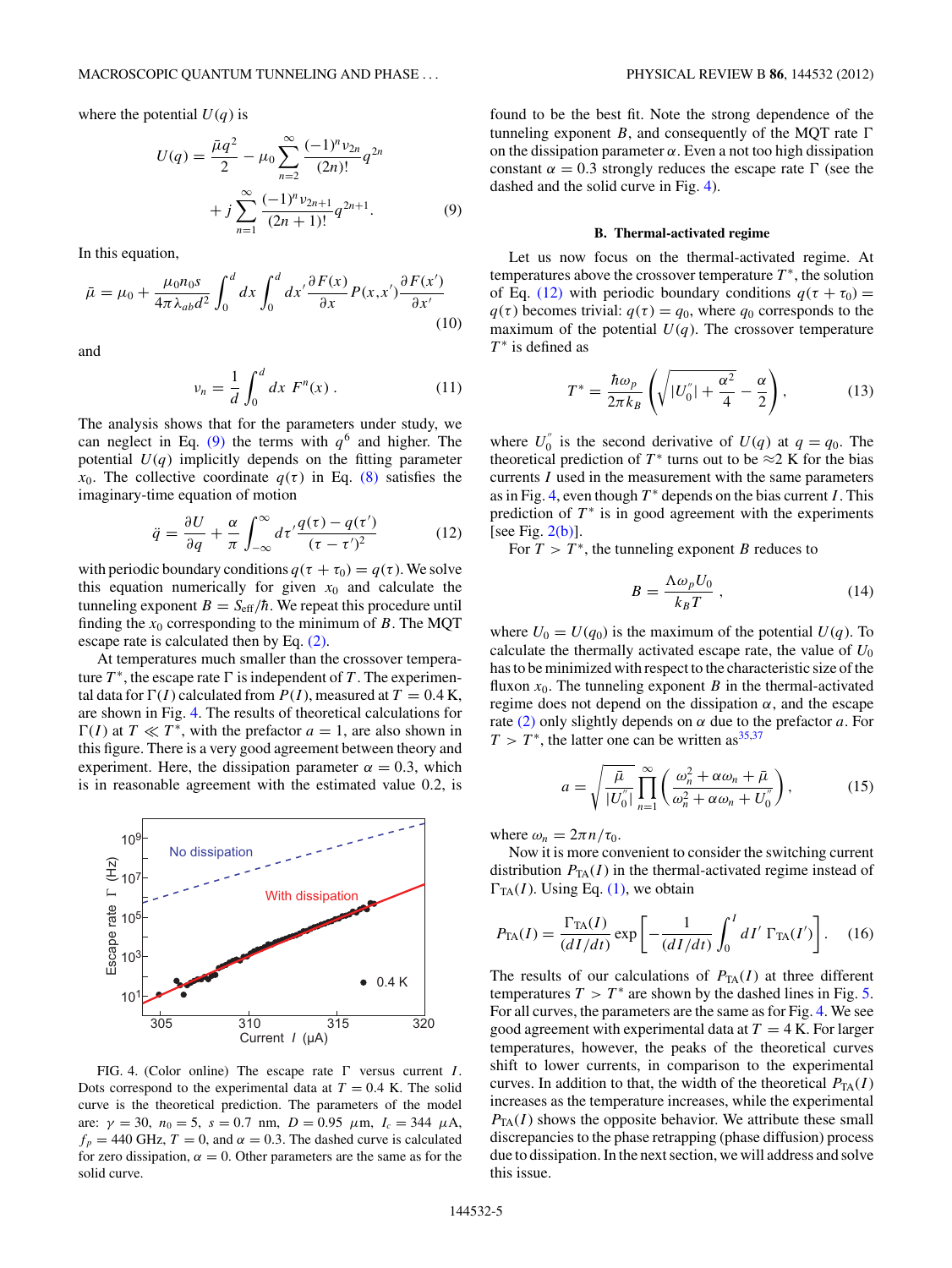where the potential $U(q)$ is

$$U(q) = \frac{\bar{\mu} q^2}{2} - \mu_0 \sum_{n=2}^{\infty} \frac{(-1)^n \nu_{2n}}{(2n)!} q^{2n} + j \sum_{n=1}^{\infty} \frac{(-1)^n \nu_{2n+1}}{(2n+1)!} q^{2n+1}. \tag{9}$$

In this equation,

$$\bar{\mu} = \mu_0 + \frac{\mu_0 n_0 s}{4\pi \lambda_{ab} d^2} \int_0^d dx \int_0^d dx' \frac{\partial F(x)}{\partial x} P(x,x') \frac{\partial F(x')}{\partial x'} \tag{10}$$

and

$$\nu_n = \frac{1}{d} \int_0^d dx \; F^n(x) \, . \tag{11}$$

The analysis shows that for the parameters under study, we can neglect in Eq. (9) the terms with $q^6$ and higher. The potential $U(q)$ implicitly depends on the fitting parameter $x_0$. The collective coordinate $q(\tau)$ in Eq. (8) satisfies the imaginary-time equation of motion

$$\ddot{q} = \frac{\partial U}{\partial q} + \frac{\alpha}{\pi} \int_{-\infty}^{\infty} d\tau' \frac{q(\tau) - q(\tau')}{(\tau - \tau')^2} \tag{12}$$

with periodic boundary conditions $q(\tau + \tau_0) = q(\tau)$. We solve this equation numerically for given $x_0$ and calculate the tunneling exponent $B = S_{\rm eff}/\hbar$. We repeat this procedure until finding the $x_0$ corresponding to the minimum of $B$. The MQT escape rate is calculated then by Eq. (2).

At temperatures much smaller than the crossover temperature $T^*$, the escape rate $\Gamma$ is independent of $T$. The experimental data for $\Gamma(I)$ calculated from $P(I)$, measured at $T = 0.4$ K, are shown in Fig. 4. The results of theoretical calculations for $\Gamma(I)$ at $T \ll T^*$, with the prefactor $a = 1$, are also shown in this figure. There is a very good agreement between theory and experiment. Here, the dissipation parameter $\alpha = 0.3$, which is in reasonable agreement with the estimated value 0.2, is found to be the best fit. Note the strong dependence of the tunneling exponent $B$, and consequently of the MQT rate $\Gamma$ on the dissipation parameter $\alpha$. Even a not too high dissipation constant $\alpha = 0.3$ strongly reduces the escape rate $\Gamma$ (see the dashed and the solid curve in Fig. 4).

FIG. 4. (Color online) The escape rate $\Gamma$ versus current $I$. Dots correspond to the experimental data at $T = 0.4$ K. The solid curve is the theoretical prediction. The parameters of the model are: $\gamma = 30$, $n_0 = 5$, $s = 0.7$ nm, $D = 0.95$ $\mu$m, $I_c = 344$ $\mu$A, $f_p = 440$ GHz, $T = 0$, and $\alpha = 0.3$. The dashed curve is calculated for zero dissipation, $\alpha = 0$. Other parameters are the same as for the solid curve.

### B. Thermal-activated regime

Let us now focus on the thermal-activated regime. At temperatures above the crossover temperature $T^*$, the solution of Eq. (12) with periodic boundary conditions $q(\tau + \tau_0) = q(\tau)$ becomes trivial: $q(\tau) = q_0$, where $q_0$ corresponds to the maximum of the potential $U(q)$. The crossover temperature $T^*$ is defined as

$$T^* = \frac{\hbar \omega_p}{2\pi k_B} \left( \sqrt{|U_0''| + \frac{\alpha^2}{4}} - \frac{\alpha}{2} \right), \tag{13}$$

where $U_0''$ is the second derivative of $U(q)$ at $q = q_0$. The theoretical prediction of $T^*$ turns out to be $\approx 2$ K for the bias currents $I$ used in the measurement with the same parameters as in Fig. 4, even though $T^*$ depends on the bias current $I$. This prediction of $T^*$ is in good agreement with the experiments [see Fig. 2(b)].

For $T > T^*$, the tunneling exponent $B$ reduces to

$$B = \frac{\Lambda \omega_p U_0}{k_B T} \, , \tag{14}$$

where $U_0 = U(q_0)$ is the maximum of the potential $U(q)$. To calculate the thermally activated escape rate, the value of $U_0$ has to be minimized with respect to the characteristic size of the fluxon $x_0$. The tunneling exponent $B$ in the thermal-activated regime does not depend on the dissipation $\alpha$, and the escape rate (2) only slightly depends on $\alpha$ due to the prefactor $a$. For $T > T^*$, the latter one can be written as[35,37]

$$a = \sqrt{\frac{\bar{\mu}}{|U_0''|}} \prod_{n=1}^{\infty} \left( \frac{\omega_n^2 + \alpha \omega_n + \bar{\mu}}{\omega_n^2 + \alpha \omega_n + U_0''} \right), \tag{15}$$

where $\omega_n = 2\pi n/\tau_0$.

Now it is more convenient to consider the switching current distribution $P_{\rm TA}(I)$ in the thermal-activated regime instead of $\Gamma_{\rm TA}(I)$. Using Eq. (1), we obtain

$$P_{\rm TA}(I) = \frac{\Gamma_{\rm TA}(I)}{(dI/dt)} \exp\left[ -\frac{1}{(dI/dt)} \int_0^I dI' \; \Gamma_{\rm TA}(I') \right]. \tag{16}$$

The results of our calculations of $P_{\rm TA}(I)$ at three different temperatures $T > T^*$ are shown by the dashed lines in Fig. 5. For all curves, the parameters are the same as for Fig. 4. We see good agreement with experimental data at $T = 4$ K. For larger temperatures, however, the peaks of the theoretical curves shift to lower currents, in comparison to the experimental curves. In addition to that, the width of the theoretical $P_{\rm TA}(I)$ increases as the temperature increases, while the experimental $P_{\rm TA}(I)$ shows the opposite behavior. We attribute these small discrepancies to the phase retrapping (phase diffusion) process due to dissipation. In the next section, we will address and solve this issue.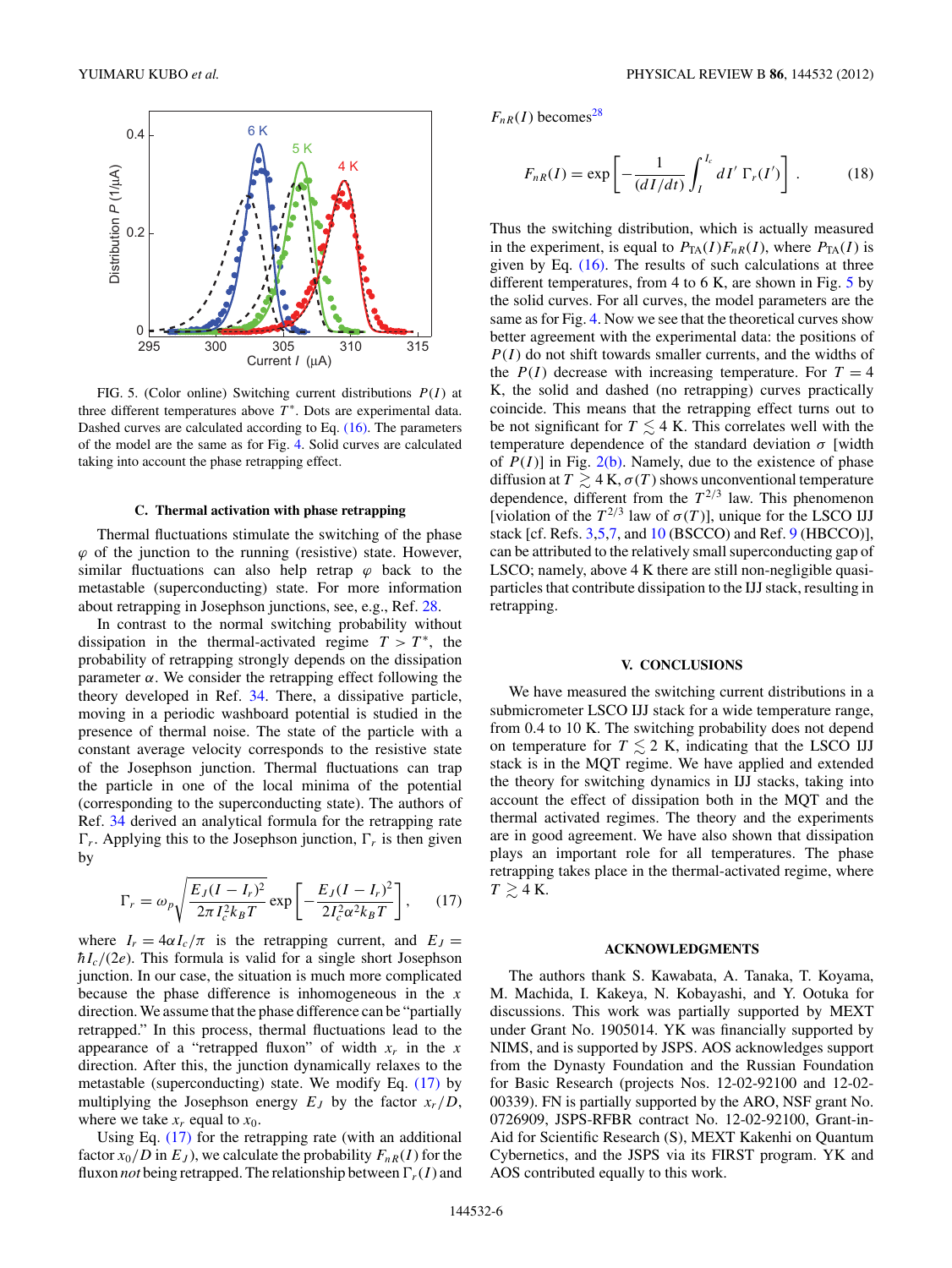FIG. 5. (Color online) Switching current distributions $P(I)$ at three different temperatures above $T^*$. Dots are experimental data. Dashed curves are calculated according to Eq. (16). The parameters of the model are the same as for Fig. 4. Solid curves are calculated taking into account the phase retrapping effect.

### C. Thermal activation with phase retrapping

Thermal fluctuations stimulate the switching of the phase $\varphi$ of the junction to the running (resistive) state. However, similar fluctuations can also help retrap $\varphi$ back to the metastable (superconducting) state. For more information about retrapping in Josephson junctions, see, e.g., Ref. 28.

In contrast to the normal switching probability without dissipation in the thermal-activated regime $T > T^*$, the probability of retrapping strongly depends on the dissipation parameter $\alpha$. We consider the retrapping effect following the theory developed in Ref. 34. There, a dissipative particle, moving in a periodic washboard potential is studied in the presence of thermal noise. The state of the particle with a constant average velocity corresponds to the resistive state of the Josephson junction. Thermal fluctuations can trap the particle in one of the local minima of the potential (corresponding to the superconducting state). The authors of Ref. 34 derived an analytical formula for the retrapping rate $\Gamma_r$. Applying this to the Josephson junction, $\Gamma_r$ is then given by

$$\Gamma_r = \omega_p \sqrt{\frac{E_J (I - I_r)^2}{2\pi I_c^2 k_B T}} \exp\left[-\frac{E_J (I - I_r)^2}{2 I_c^2 \alpha^2 k_B T}\right], \qquad (17)$$

where $I_r = 4\alpha I_c/\pi$ is the retrapping current, and $E_J = \hbar I_c/(2e)$. This formula is valid for a single short Josephson junction. In our case, the situation is much more complicated because the phase difference is inhomogeneous in the $x$ direction. We assume that the phase difference can be "partially retrapped." In this process, thermal fluctuations lead to the appearance of a "retrapped fluxon" of width $x_r$ in the $x$ direction. After this, the junction dynamically relaxes to the metastable (superconducting) state. We modify Eq. (17) by multiplying the Josephson energy $E_J$ by the factor $x_r/D$, where we take $x_r$ equal to $x_0$.

Using Eq. (17) for the retrapping rate (with an additional factor $x_0/D$ in $E_J$), we calculate the probability $F_{nR}(I)$ for the fluxon *not* being retrapped. The relationship between $\Gamma_r(I)$ and $F_{nR}(I)$ becomes[28]

$$F_{nR}(I) = \exp\left[-\frac{1}{(dI/dt)} \int_I^{I_c} dI' \, \Gamma_r(I')\right]. \qquad (18)$$

Thus the switching distribution, which is actually measured in the experiment, is equal to $P_{\mathrm{TA}}(I) F_{nR}(I)$, where $P_{\mathrm{TA}}(I)$ is given by Eq. (16). The results of such calculations at three different temperatures, from 4 to 6 K, are shown in Fig. 5 by the solid curves. For all curves, the model parameters are the same as for Fig. 4. Now we see that the theoretical curves show better agreement with the experimental data: the positions of $P(I)$ do not shift towards smaller currents, and the widths of the $P(I)$ decrease with increasing temperature. For $T = 4$ K, the solid and dashed (no retrapping) curves practically coincide. This means that the retrapping effect turns out to be not significant for $T \lesssim 4$ K. This correlates well with the temperature dependence of the standard deviation $\sigma$ [width of $P(I)$] in Fig. 2(b). Namely, due to the existence of phase diffusion at $T \gtrsim 4$ K, $\sigma(T)$ shows unconventional temperature dependence, different from the $T^{2/3}$ law. This phenomenon [violation of the $T^{2/3}$ law of $\sigma(T)$], unique for the LSCO IJJ stack [cf. Refs. 3,5,7, and 10 (BSCCO) and Ref. 9 (HBCCO)], can be attributed to the relatively small superconducting gap of LSCO; namely, above 4 K there are still non-negligible quasiparticles that contribute dissipation to the IJJ stack, resulting in retrapping.

## V. CONCLUSIONS

We have measured the switching current distributions in a submicrometer LSCO IJJ stack for a wide temperature range, from 0.4 to 10 K. The switching probability does not depend on temperature for $T \lesssim 2$ K, indicating that the LSCO IJJ stack is in the MQT regime. We have applied and extended the theory for switching dynamics in IJJ stacks, taking into account the effect of dissipation both in the MQT and the thermal activated regimes. The theory and the experiments are in good agreement. We have also shown that dissipation plays an important role for all temperatures. The phase retrapping takes place in the thermal-activated regime, where $T \gtrsim 4$ K.

## ACKNOWLEDGMENTS

The authors thank S. Kawabata, A. Tanaka, T. Koyama, M. Machida, I. Kakeya, N. Kobayashi, and Y. Ootuka for discussions. This work was partially supported by MEXT under Grant No. 1905014. YK was financially supported by NIMS, and is supported by JSPS. AOS acknowledges support from the Dynasty Foundation and the Russian Foundation for Basic Research (projects Nos. 12-02-92100 and 12-02-00339). FN is partially supported by the ARO, NSF grant No. 0726909, JSPS-RFBR contract No. 12-02-92100, Grant-in-Aid for Scientific Research (S), MEXT Kakenhi on Quantum Cybernetics, and the JSPS via its FIRST program. YK and AOS contributed equally to this work.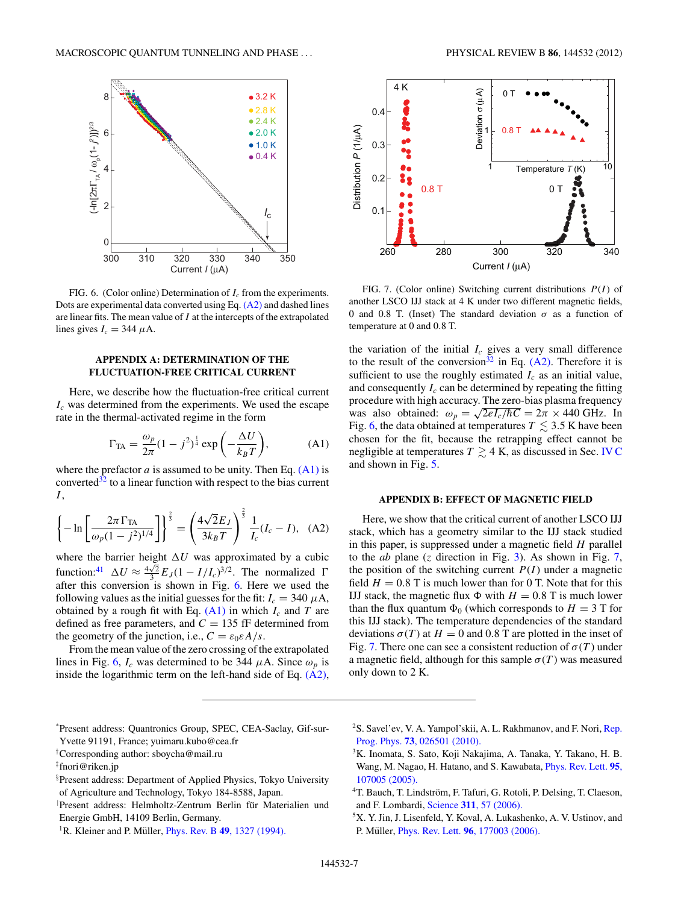FIG. 6. (Color online) Determination of $I_c$ from the experiments. Dots are experimental data converted using Eq. (A2) and dashed lines are linear fits. The mean value of $I$ at the intercepts of the extrapolated lines gives $I_c = 344\ \mu$A.

FIG. 7. (Color online) Switching current distributions $P(I)$ of another LSCO IJJ stack at 4 K under two different magnetic fields, 0 and 0.8 T. (Inset) The standard deviation $\sigma$ as a function of temperature at 0 and 0.8 T.

## APPENDIX A: DETERMINATION OF THE FLUCTUATION-FREE CRITICAL CURRENT

Here, we describe how the fluctuation-free critical current $I_c$ was determined from the experiments. We used the escape rate in the thermal-activated regime in the form

$$\Gamma_{\rm TA} = \frac{\omega_p}{2\pi}(1-j^2)^{\frac{1}{4}} \exp\left(-\frac{\Delta U}{k_B T}\right), \tag{A1}$$

where the prefactor $a$ is assumed to be unity. Then Eq. (A1) is converted[32] to a linear function with respect to the bias current $I$,

$$\left\{-\ln\left[\frac{2\pi\Gamma_{\rm TA}}{\omega_p(1-j^2)^{1/4}}\right]\right\}^{\frac{2}{3}} = \left(\frac{4\sqrt{2}E_J}{3k_B T}\right)^{\frac{2}{3}}\frac{1}{I_c}(I_c - I), \tag{A2}$$

where the barrier height $\Delta U$ was approximated by a cubic function:[41] $\Delta U \approx \frac{4\sqrt{2}}{3}E_J(1-I/I_c)^{3/2}$. The normalized $\Gamma$ after this conversion is shown in Fig. 6. Here we used the following values as the initial guesses for the fit: $I_c = 340\ \mu$A, obtained by a rough fit with Eq. (A1) in which $I_c$ and $T$ are defined as free parameters, and $C = 135$ fF determined from the geometry of the junction, i.e., $C = \varepsilon_0\varepsilon A/s$.

From the mean value of the zero crossing of the extrapolated lines in Fig. 6, $I_c$ was determined to be $344\ \mu$A. Since $\omega_p$ is inside the logarithmic term on the left-hand side of Eq. (A2), the variation of the initial $I_c$ gives a very small difference to the result of the conversion[32] in Eq. (A2). Therefore it is sufficient to use the roughly estimated $I_c$ as an initial value, and consequently $I_c$ can be determined by repeating the fitting procedure with high accuracy. The zero-bias plasma frequency was also obtained: $\omega_p = \sqrt{2eI_c/\hbar C} = 2\pi \times 440$ GHz. In Fig. 6, the data obtained at temperatures $T \lesssim 3.5$ K have been chosen for the fit, because the retrapping effect cannot be negligible at temperatures $T \gtrsim 4$ K, as discussed in Sec. IV C and shown in Fig. 5.

## APPENDIX B: EFFECT OF MAGNETIC FIELD

Here, we show that the critical current of another LSCO IJJ stack, which has a geometry similar to the IJJ stack studied in this paper, is suppressed under a magnetic field $H$ parallel to the $ab$ plane ($z$ direction in Fig. 3). As shown in Fig. 7, the position of the switching current $P(I)$ under a magnetic field $H = 0.8$ T is much lower than for 0 T. Note that for this IJJ stack, the magnetic flux $\Phi$ with $H = 0.8$ T is much lower than the flux quantum $\Phi_0$ (which corresponds to $H = 3$ T for this IJJ stack). The temperature dependencies of the standard deviations $\sigma(T)$ at $H = 0$ and 0.8 T are plotted in the inset of Fig. 7. There one can see a consistent reduction of $\sigma(T)$ under a magnetic field, although for this sample $\sigma(T)$ was measured only down to 2 K.

---

*Present address: Quantronics Group, SPEC, CEA-Saclay, Gif-sur-Yvette 91191, France; yuimaru.kubo@cea.fr

†Corresponding author: sboycha@mail.ru

‡fnori@riken.jp

§Present address: Department of Applied Physics, Tokyo University of Agriculture and Technology, Tokyo 184-8588, Japan.

‖Present address: Helmholtz-Zentrum Berlin für Materialien und Energie GmbH, 14109 Berlin, Germany.

[1] R. Kleiner and P. Müller, Phys. Rev. B **49**, 1327 (1994).

[2] S. Savel'ev, V. A. Yampol'skii, A. L. Rakhmanov, and F. Nori, Rep. Prog. Phys. **73**, 026501 (2010).

[3] K. Inomata, S. Sato, Koji Nakajima, A. Tanaka, Y. Takano, H. B. Wang, M. Nagao, H. Hatano, and S. Kawabata, Phys. Rev. Lett. **95**, 107005 (2005).

[4] T. Bauch, T. Lindström, F. Tafuri, G. Rotoli, P. Delsing, T. Claeson, and F. Lombardi, Science **311**, 57 (2006).

[5] X. Y. Jin, J. Lisenfeld, Y. Koval, A. Lukashenko, A. V. Ustinov, and P. Müller, Phys. Rev. Lett. **96**, 177003 (2006).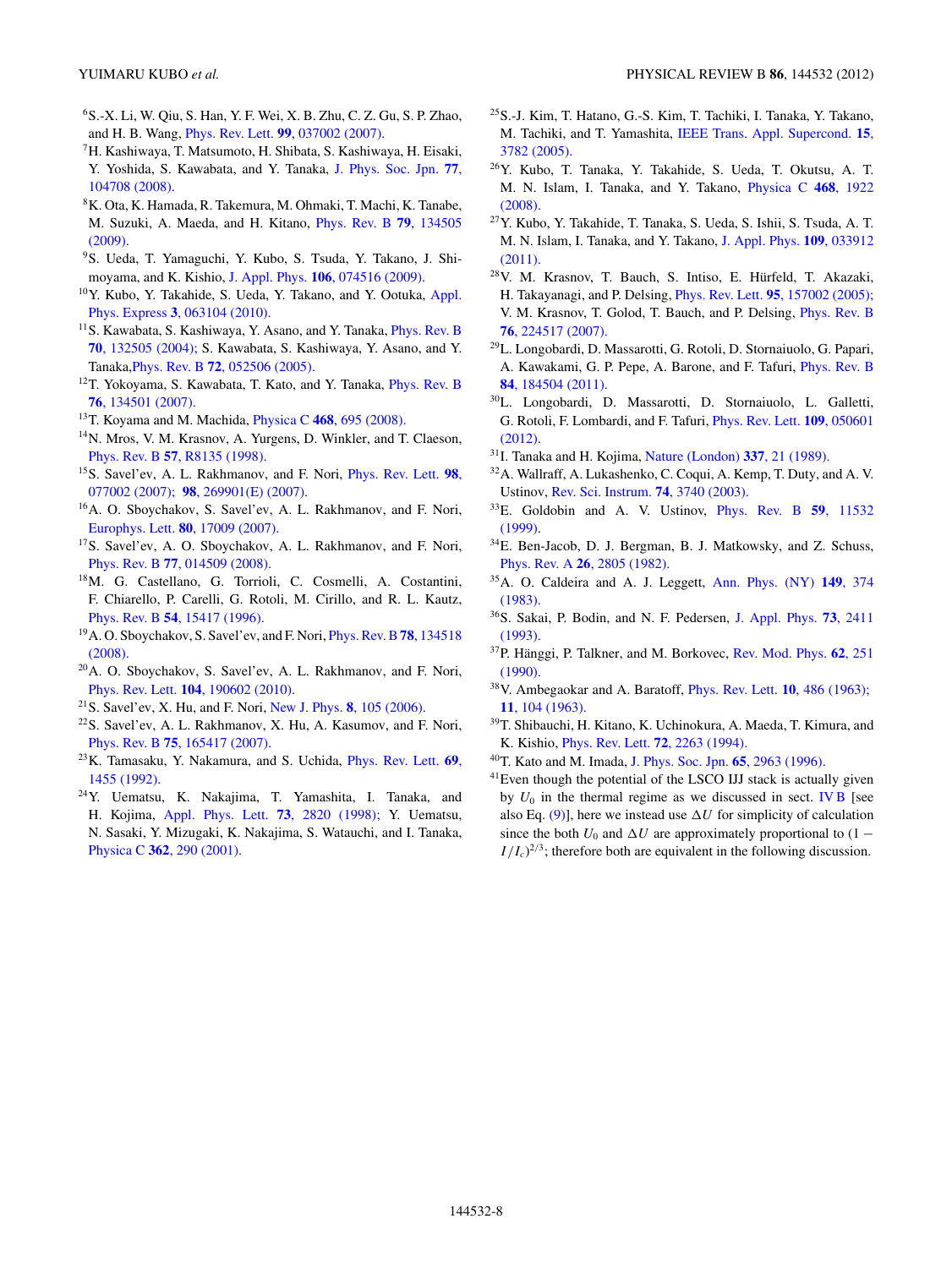[6] S.-X. Li, W. Qiu, S. Han, Y. F. Wei, X. B. Zhu, C. Z. Gu, S. P. Zhao, and H. B. Wang, Phys. Rev. Lett. **99**, 037002 (2007).

[7] H. Kashiwaya, T. Matsumoto, H. Shibata, S. Kashiwaya, H. Eisaki, Y. Yoshida, S. Kawabata, and Y. Tanaka, J. Phys. Soc. Jpn. **77**, 104708 (2008).

[8] K. Ota, K. Hamada, R. Takemura, M. Ohmaki, T. Machi, K. Tanabe, M. Suzuki, A. Maeda, and H. Kitano, Phys. Rev. B **79**, 134505 (2009).

[9] S. Ueda, T. Yamaguchi, Y. Kubo, S. Tsuda, Y. Takano, J. Shimoyama, and K. Kishio, J. Appl. Phys. **106**, 074516 (2009).

[10] Y. Kubo, Y. Takahide, S. Ueda, Y. Takano, and Y. Ootuka, Appl. Phys. Express **3**, 063104 (2010).

[11] S. Kawabata, S. Kashiwaya, Y. Asano, and Y. Tanaka, Phys. Rev. B **70**, 132505 (2004); S. Kawabata, S. Kashiwaya, Y. Asano, and Y. Tanaka, Phys. Rev. B **72**, 052506 (2005).

[12] T. Yokoyama, S. Kawabata, T. Kato, and Y. Tanaka, Phys. Rev. B **76**, 134501 (2007).

[13] T. Koyama and M. Machida, Physica C **468**, 695 (2008).

[14] N. Mros, V. M. Krasnov, A. Yurgens, D. Winkler, and T. Claeson, Phys. Rev. B **57**, R8135 (1998).

[15] S. Savel'ev, A. L. Rakhmanov, and F. Nori, Phys. Rev. Lett. **98**, 077002 (2007); **98**, 269901(E) (2007).

[16] A. O. Sboychakov, S. Savel'ev, A. L. Rakhmanov, and F. Nori, Europhys. Lett. **80**, 17009 (2007).

[17] S. Savel'ev, A. O. Sboychakov, A. L. Rakhmanov, and F. Nori, Phys. Rev. B **77**, 014509 (2008).

[18] M. G. Castellano, G. Torrioli, C. Cosmelli, A. Costantini, F. Chiarello, P. Carelli, G. Rotoli, M. Cirillo, and R. L. Kautz, Phys. Rev. B **54**, 15417 (1996).

[19] A. O. Sboychakov, S. Savel'ev, and F. Nori, Phys. Rev. B **78**, 134518 (2008).

[20] A. O. Sboychakov, S. Savel'ev, A. L. Rakhmanov, and F. Nori, Phys. Rev. Lett. **104**, 190602 (2010).

[21] S. Savel'ev, X. Hu, and F. Nori, New J. Phys. **8**, 105 (2006).

[22] S. Savel'ev, A. L. Rakhmanov, X. Hu, A. Kasumov, and F. Nori, Phys. Rev. B **75**, 165417 (2007).

[23] K. Tamasaku, Y. Nakamura, and S. Uchida, Phys. Rev. Lett. **69**, 1455 (1992).

[24] Y. Uematsu, K. Nakajima, T. Yamashita, I. Tanaka, and H. Kojima, Appl. Phys. Lett. **73**, 2820 (1998); Y. Uematsu, N. Sasaki, Y. Mizugaki, K. Nakajima, S. Watauchi, and I. Tanaka, Physica C **362**, 290 (2001).

[25] S.-J. Kim, T. Hatano, G.-S. Kim, T. Tachiki, I. Tanaka, Y. Takano, M. Tachiki, and T. Yamashita, IEEE Trans. Appl. Supercond. **15**, 3782 (2005).

[26] Y. Kubo, T. Tanaka, Y. Takahide, S. Ueda, T. Okutsu, A. T. M. N. Islam, I. Tanaka, and Y. Takano, Physica C **468**, 1922 (2008).

[27] Y. Kubo, Y. Takahide, T. Tanaka, S. Ueda, S. Ishii, S. Tsuda, A. T. M. N. Islam, I. Tanaka, and Y. Takano, J. Appl. Phys. **109**, 033912 (2011).

[28] V. M. Krasnov, T. Bauch, S. Intiso, E. Hürfeld, T. Akazaki, H. Takayanagi, and P. Delsing, Phys. Rev. Lett. **95**, 157002 (2005); V. M. Krasnov, T. Golod, T. Bauch, and P. Delsing, Phys. Rev. B **76**, 224517 (2007).

[29] L. Longobardi, D. Massarotti, G. Rotoli, D. Stornaiuolo, G. Papari, A. Kawakami, G. P. Pepe, A. Barone, and F. Tafuri, Phys. Rev. B **84**, 184504 (2011).

[30] L. Longobardi, D. Massarotti, D. Stornaiuolo, L. Galletti, G. Rotoli, F. Lombardi, and F. Tafuri, Phys. Rev. Lett. **109**, 050601 (2012).

[31] I. Tanaka and H. Kojima, Nature (London) **337**, 21 (1989).

[32] A. Wallraff, A. Lukashenko, C. Coqui, A. Kemp, T. Duty, and A. V. Ustinov, Rev. Sci. Instrum. **74**, 3740 (2003).

[33] E. Goldobin and A. V. Ustinov, Phys. Rev. B **59**, 11532 (1999).

[34] E. Ben-Jacob, D. J. Bergman, B. J. Matkowsky, and Z. Schuss, Phys. Rev. A **26**, 2805 (1982).

[35] A. O. Caldeira and A. J. Leggett, Ann. Phys. (NY) **149**, 374 (1983).

[36] S. Sakai, P. Bodin, and N. F. Pedersen, J. Appl. Phys. **73**, 2411 (1993).

[37] P. Hänggi, P. Talkner, and M. Borkovec, Rev. Mod. Phys. **62**, 251 (1990).

[38] V. Ambegaokar and A. Baratoff, Phys. Rev. Lett. **10**, 486 (1963); **11**, 104 (1963).

[39] T. Shibauchi, H. Kitano, K. Uchinokura, A. Maeda, T. Kimura, and K. Kishio, Phys. Rev. Lett. **72**, 2263 (1994).

[40] T. Kato and M. Imada, J. Phys. Soc. Jpn. **65**, 2963 (1996).

[41] Even though the potential of the LSCO IJJ stack is actually given by $U_0$ in the thermal regime as we discussed in sect. IV B [see also Eq. (9)], here we instead use $\Delta U$ for simplicity of calculation since the both $U_0$ and $\Delta U$ are approximately proportional to $(1 - I/I_c)^{2/3}$; therefore both are equivalent in the following discussion.